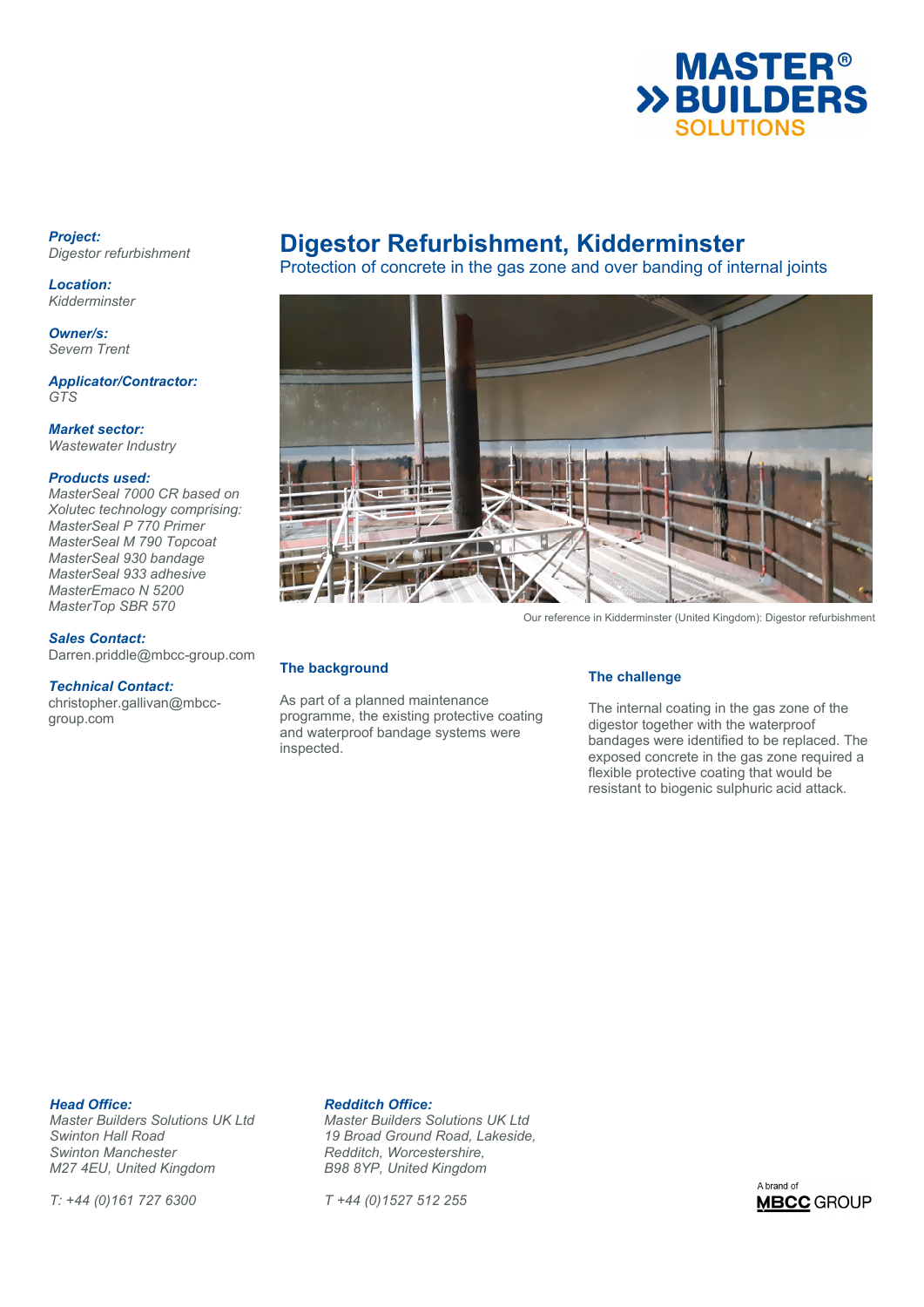# Digestor Refurbishment, Kidderminster

## Protection of concrete in the gas zone and over banding of internal joints

***Project:***
*Digestor refurbishment*

***Location:***
*Kidderminster*

***Owner/s:***
*Severn Trent*

***Applicator/Contractor:***
*GTS*

***Market sector:***
*Wastewater Industry*

***Products used:***
*MasterSeal 7000 CR based on Xolutec technology comprising:*
*MasterSeal P 770 Primer*
*MasterSeal M 790 Topcoat*
*MasterSeal 930 bandage*
*MasterSeal 933 adhesive*
*MasterEmaco N 5200*
*MasterTop SBR 570*

***Sales Contact:***
Darren.priddle@mbcc-group.com

***Technical Contact:***
christopher.gallivan@mbcc-group.com

Our reference in Kidderminster (United Kingdom): Digestor refurbishment

### The background

As part of a planned maintenance programme, the existing protective coating and waterproof bandage systems were inspected.

### The challenge

The internal coating in the gas zone of the digestor together with the waterproof bandages were identified to be replaced. The exposed concrete in the gas zone required a flexible protective coating that would be resistant to biogenic sulphuric acid attack.

***Head Office:***
*Master Builders Solutions UK Ltd*
*Swinton Hall Road*
*Swinton Manchester*
*M27 4EU, United Kingdom*

*T: +44 (0)161 727 6300*

***Redditch Office:***
*Master Builders Solutions UK Ltd*
*19 Broad Ground Road, Lakeside,*
*Redditch, Worcestershire,*
*B98 8YP, United Kingdom*

*T +44 (0)1527 512 255*

A brand of MBCC GROUP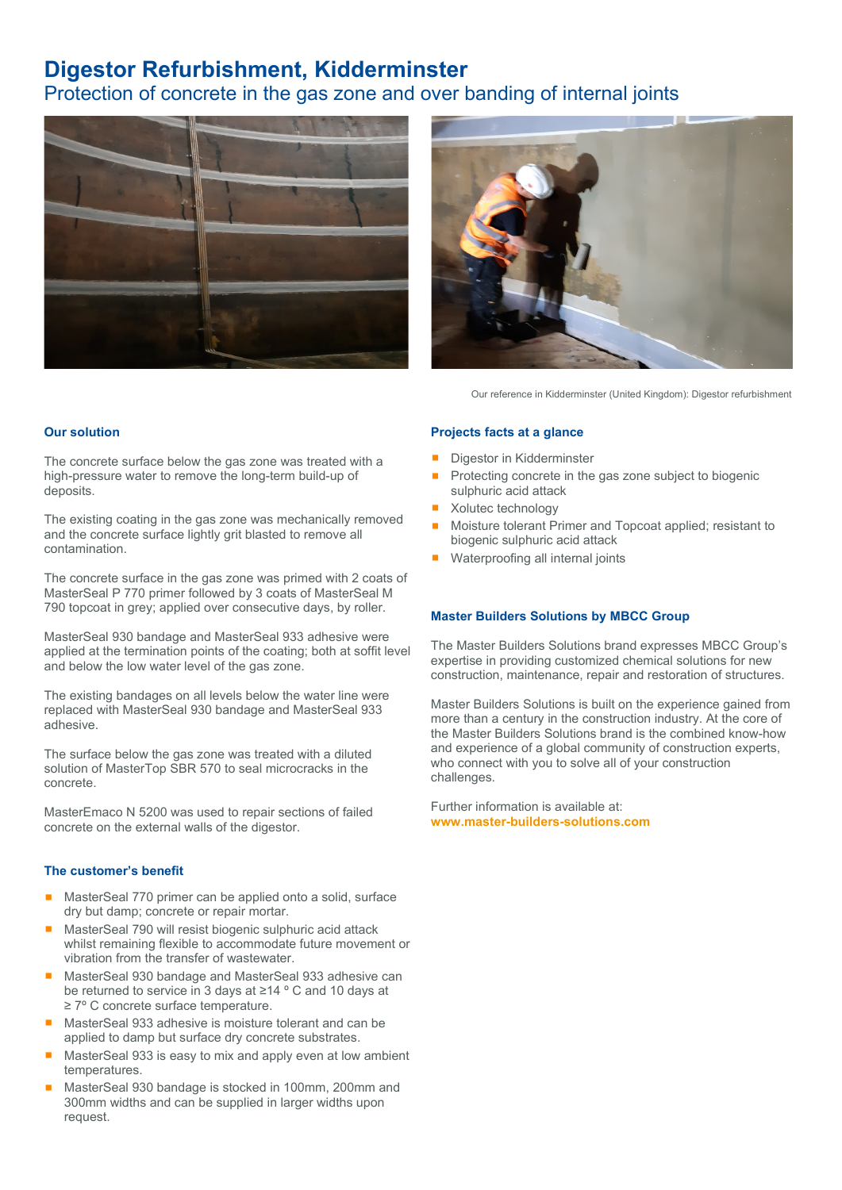# Digestor Refurbishment, Kidderminster

## Protection of concrete in the gas zone and over banding of internal joints

Our reference in Kidderminster (United Kingdom): Digestor refurbishment

### Our solution

The concrete surface below the gas zone was treated with a high-pressure water to remove the long-term build-up of deposits.

The existing coating in the gas zone was mechanically removed and the concrete surface lightly grit blasted to remove all contamination.

The concrete surface in the gas zone was primed with 2 coats of MasterSeal P 770 primer followed by 3 coats of MasterSeal M 790 topcoat in grey; applied over consecutive days, by roller.

MasterSeal 930 bandage and MasterSeal 933 adhesive were applied at the termination points of the coating; both at soffit level and below the low water level of the gas zone.

The existing bandages on all levels below the water line were replaced with MasterSeal 930 bandage and MasterSeal 933 adhesive.

The surface below the gas zone was treated with a diluted solution of MasterTop SBR 570 to seal microcracks in the concrete.

MasterEmaco N 5200 was used to repair sections of failed concrete on the external walls of the digestor.

### The customer's benefit

- MasterSeal 770 primer can be applied onto a solid, surface dry but damp; concrete or repair mortar.
- MasterSeal 790 will resist biogenic sulphuric acid attack whilst remaining flexible to accommodate future movement or vibration from the transfer of wastewater.
- MasterSeal 930 bandage and MasterSeal 933 adhesive can be returned to service in 3 days at ≥14 º C and 10 days at ≥ 7º C concrete surface temperature.
- MasterSeal 933 adhesive is moisture tolerant and can be applied to damp but surface dry concrete substrates.
- MasterSeal 933 is easy to mix and apply even at low ambient temperatures.
- MasterSeal 930 bandage is stocked in 100mm, 200mm and 300mm widths and can be supplied in larger widths upon request.

### Projects facts at a glance

- Digestor in Kidderminster
- Protecting concrete in the gas zone subject to biogenic sulphuric acid attack
- Xolutec technology
- Moisture tolerant Primer and Topcoat applied; resistant to biogenic sulphuric acid attack
- Waterproofing all internal joints

### Master Builders Solutions by MBCC Group

The Master Builders Solutions brand expresses MBCC Group's expertise in providing customized chemical solutions for new construction, maintenance, repair and restoration of structures.

Master Builders Solutions is built on the experience gained from more than a century in the construction industry. At the core of the Master Builders Solutions brand is the combined know-how and experience of a global community of construction experts, who connect with you to solve all of your construction challenges.

Further information is available at:
**www.master-builders-solutions.com**